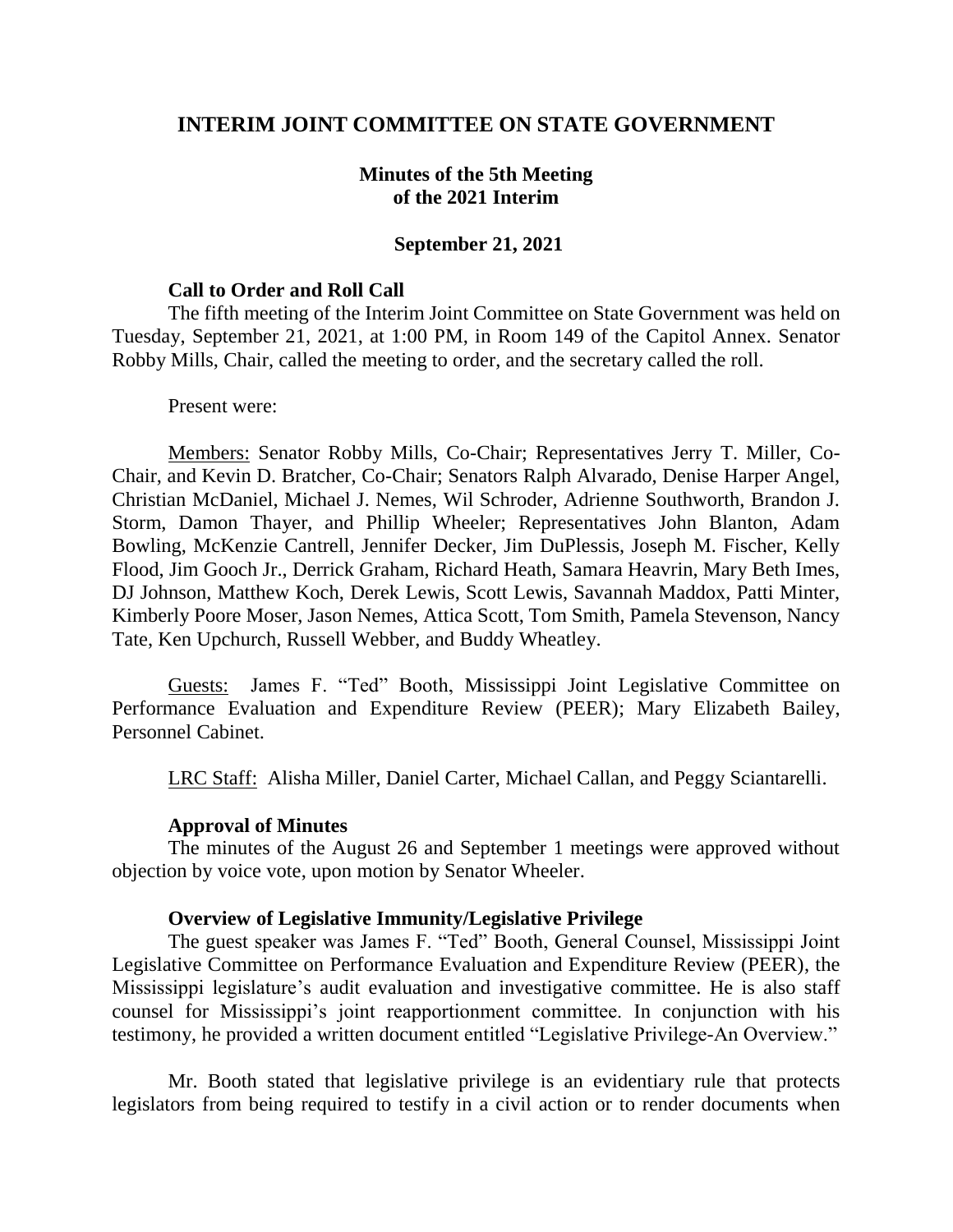# INTERIM JOINT COMMITTEE ON STATE GOVERNMENT

## Minutes of the 5th Meeting of the 2021 Interim

### September 21, 2021

**Call to Order and Roll Call**

The fifth meeting of the Interim Joint Committee on State Government was held on Tuesday, September 21, 2021, at 1:00 PM, in Room 149 of the Capitol Annex. Senator Robby Mills, Chair, called the meeting to order, and the secretary called the roll.

Present were:

Members: Senator Robby Mills, Co-Chair; Representatives Jerry T. Miller, Co-Chair, and Kevin D. Bratcher, Co-Chair; Senators Ralph Alvarado, Denise Harper Angel, Christian McDaniel, Michael J. Nemes, Wil Schroder, Adrienne Southworth, Brandon J. Storm, Damon Thayer, and Phillip Wheeler; Representatives John Blanton, Adam Bowling, McKenzie Cantrell, Jennifer Decker, Jim DuPlessis, Joseph M. Fischer, Kelly Flood, Jim Gooch Jr., Derrick Graham, Richard Heath, Samara Heavrin, Mary Beth Imes, DJ Johnson, Matthew Koch, Derek Lewis, Scott Lewis, Savannah Maddox, Patti Minter, Kimberly Poore Moser, Jason Nemes, Attica Scott, Tom Smith, Pamela Stevenson, Nancy Tate, Ken Upchurch, Russell Webber, and Buddy Wheatley.

Guests: James F. "Ted" Booth, Mississippi Joint Legislative Committee on Performance Evaluation and Expenditure Review (PEER); Mary Elizabeth Bailey, Personnel Cabinet.

LRC Staff: Alisha Miller, Daniel Carter, Michael Callan, and Peggy Sciantarelli.

**Approval of Minutes**

The minutes of the August 26 and September 1 meetings were approved without objection by voice vote, upon motion by Senator Wheeler.

**Overview of Legislative Immunity/Legislative Privilege**

The guest speaker was James F. "Ted" Booth, General Counsel, Mississippi Joint Legislative Committee on Performance Evaluation and Expenditure Review (PEER), the Mississippi legislature's audit evaluation and investigative committee. He is also staff counsel for Mississippi's joint reapportionment committee. In conjunction with his testimony, he provided a written document entitled "Legislative Privilege-An Overview."

Mr. Booth stated that legislative privilege is an evidentiary rule that protects legislators from being required to testify in a civil action or to render documents when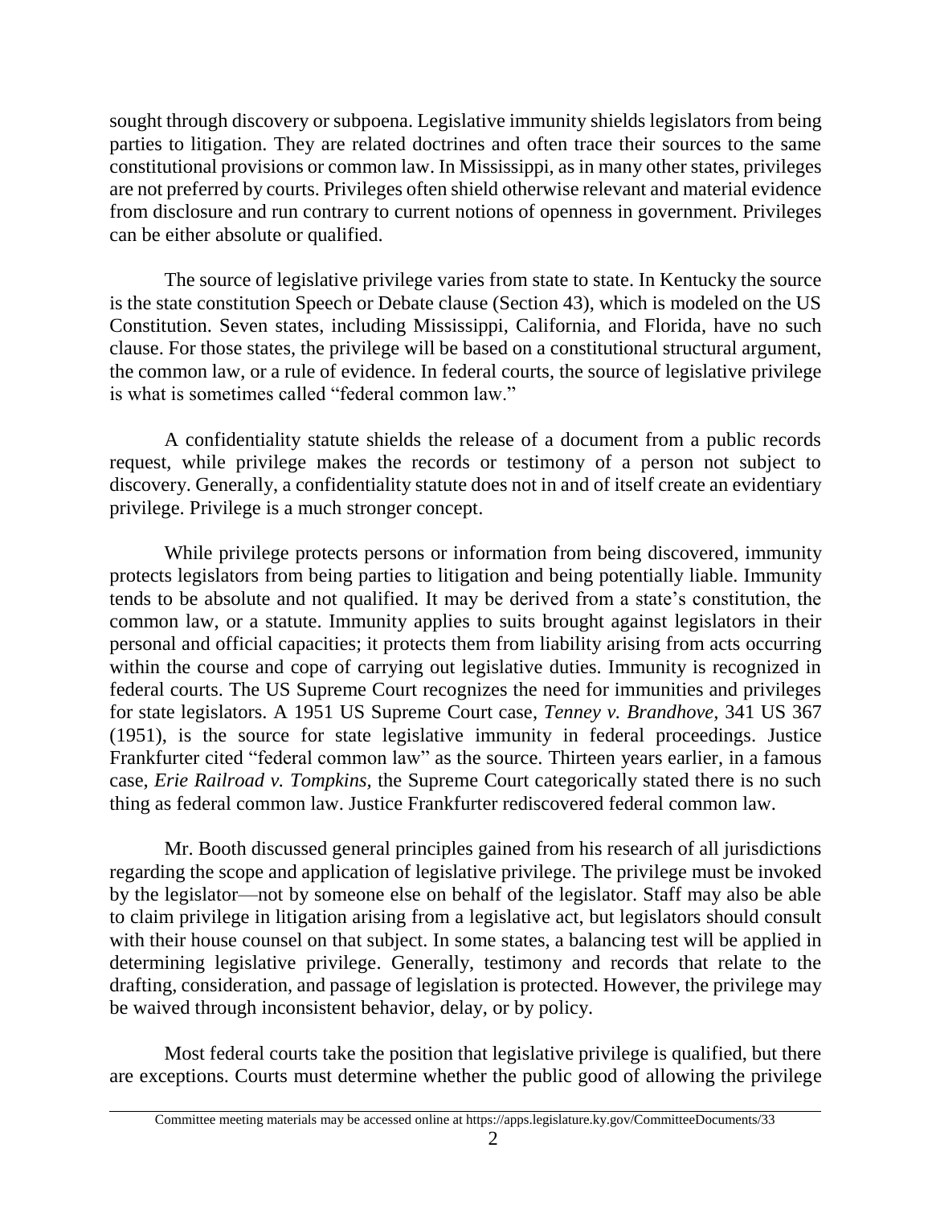sought through discovery or subpoena. Legislative immunity shields legislators from being parties to litigation. They are related doctrines and often trace their sources to the same constitutional provisions or common law. In Mississippi, as in many other states, privileges are not preferred by courts. Privileges often shield otherwise relevant and material evidence from disclosure and run contrary to current notions of openness in government. Privileges can be either absolute or qualified.

The source of legislative privilege varies from state to state. In Kentucky the source is the state constitution Speech or Debate clause (Section 43), which is modeled on the US Constitution. Seven states, including Mississippi, California, and Florida, have no such clause. For those states, the privilege will be based on a constitutional structural argument, the common law, or a rule of evidence. In federal courts, the source of legislative privilege is what is sometimes called "federal common law."

A confidentiality statute shields the release of a document from a public records request, while privilege makes the records or testimony of a person not subject to discovery. Generally, a confidentiality statute does not in and of itself create an evidentiary privilege. Privilege is a much stronger concept.

While privilege protects persons or information from being discovered, immunity protects legislators from being parties to litigation and being potentially liable. Immunity tends to be absolute and not qualified. It may be derived from a state's constitution, the common law, or a statute. Immunity applies to suits brought against legislators in their personal and official capacities; it protects them from liability arising from acts occurring within the course and cope of carrying out legislative duties. Immunity is recognized in federal courts. The US Supreme Court recognizes the need for immunities and privileges for state legislators. A 1951 US Supreme Court case, *Tenney v. Brandhove*, 341 US 367 (1951), is the source for state legislative immunity in federal proceedings. Justice Frankfurter cited "federal common law" as the source. Thirteen years earlier, in a famous case, *Erie Railroad v. Tompkins*, the Supreme Court categorically stated there is no such thing as federal common law. Justice Frankfurter rediscovered federal common law.

Mr. Booth discussed general principles gained from his research of all jurisdictions regarding the scope and application of legislative privilege. The privilege must be invoked by the legislator—not by someone else on behalf of the legislator. Staff may also be able to claim privilege in litigation arising from a legislative act, but legislators should consult with their house counsel on that subject. In some states, a balancing test will be applied in determining legislative privilege. Generally, testimony and records that relate to the drafting, consideration, and passage of legislation is protected. However, the privilege may be waived through inconsistent behavior, delay, or by policy.

Most federal courts take the position that legislative privilege is qualified, but there are exceptions. Courts must determine whether the public good of allowing the privilege

Committee meeting materials may be accessed online at https://apps.legislature.ky.gov/CommitteeDocuments/33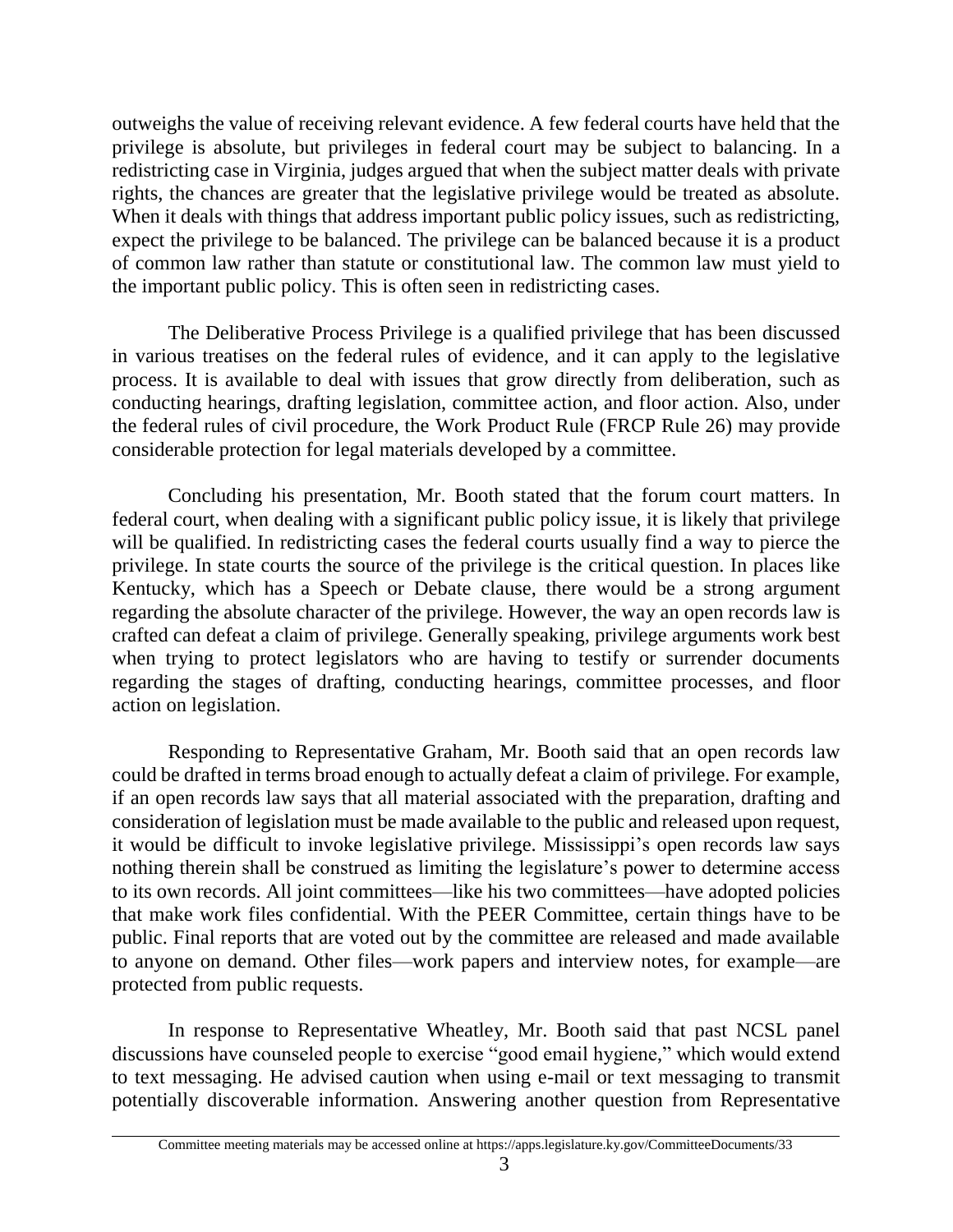outweighs the value of receiving relevant evidence. A few federal courts have held that the privilege is absolute, but privileges in federal court may be subject to balancing. In a redistricting case in Virginia, judges argued that when the subject matter deals with private rights, the chances are greater that the legislative privilege would be treated as absolute. When it deals with things that address important public policy issues, such as redistricting, expect the privilege to be balanced. The privilege can be balanced because it is a product of common law rather than statute or constitutional law. The common law must yield to the important public policy. This is often seen in redistricting cases.

The Deliberative Process Privilege is a qualified privilege that has been discussed in various treatises on the federal rules of evidence, and it can apply to the legislative process. It is available to deal with issues that grow directly from deliberation, such as conducting hearings, drafting legislation, committee action, and floor action. Also, under the federal rules of civil procedure, the Work Product Rule (FRCP Rule 26) may provide considerable protection for legal materials developed by a committee.

Concluding his presentation, Mr. Booth stated that the forum court matters. In federal court, when dealing with a significant public policy issue, it is likely that privilege will be qualified. In redistricting cases the federal courts usually find a way to pierce the privilege. In state courts the source of the privilege is the critical question. In places like Kentucky, which has a Speech or Debate clause, there would be a strong argument regarding the absolute character of the privilege. However, the way an open records law is crafted can defeat a claim of privilege. Generally speaking, privilege arguments work best when trying to protect legislators who are having to testify or surrender documents regarding the stages of drafting, conducting hearings, committee processes, and floor action on legislation.

Responding to Representative Graham, Mr. Booth said that an open records law could be drafted in terms broad enough to actually defeat a claim of privilege. For example, if an open records law says that all material associated with the preparation, drafting and consideration of legislation must be made available to the public and released upon request, it would be difficult to invoke legislative privilege. Mississippi's open records law says nothing therein shall be construed as limiting the legislature's power to determine access to its own records. All joint committees—like his two committees—have adopted policies that make work files confidential. With the PEER Committee, certain things have to be public. Final reports that are voted out by the committee are released and made available to anyone on demand. Other files—work papers and interview notes, for example—are protected from public requests.

In response to Representative Wheatley, Mr. Booth said that past NCSL panel discussions have counseled people to exercise "good email hygiene," which would extend to text messaging. He advised caution when using e-mail or text messaging to transmit potentially discoverable information. Answering another question from Representative

Committee meeting materials may be accessed online at https://apps.legislature.ky.gov/CommitteeDocuments/33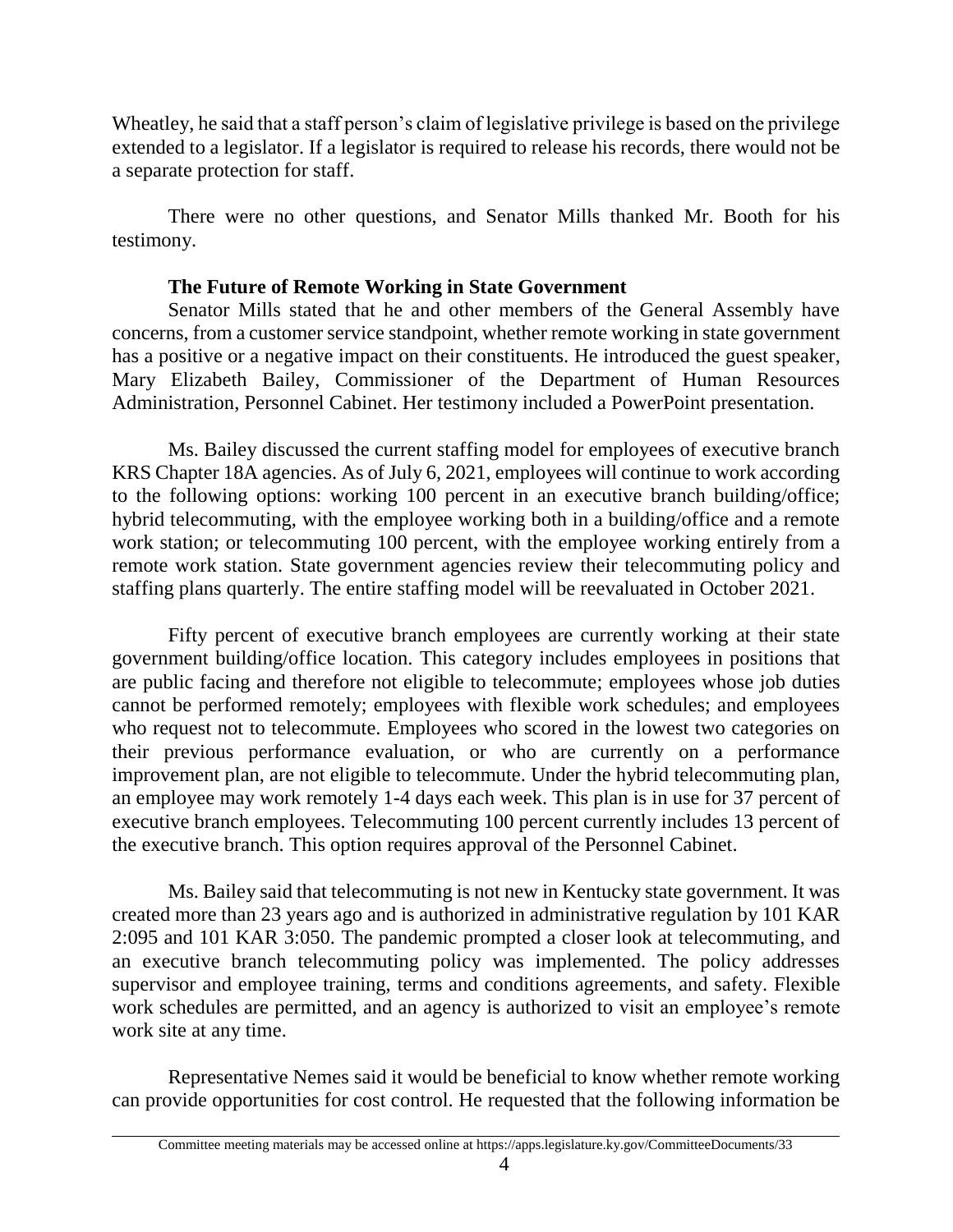Wheatley, he said that a staff person's claim of legislative privilege is based on the privilege extended to a legislator. If a legislator is required to release his records, there would not be a separate protection for staff.

There were no other questions, and Senator Mills thanked Mr. Booth for his testimony.

### The Future of Remote Working in State Government

Senator Mills stated that he and other members of the General Assembly have concerns, from a customer service standpoint, whether remote working in state government has a positive or a negative impact on their constituents. He introduced the guest speaker, Mary Elizabeth Bailey, Commissioner of the Department of Human Resources Administration, Personnel Cabinet. Her testimony included a PowerPoint presentation.

Ms. Bailey discussed the current staffing model for employees of executive branch KRS Chapter 18A agencies. As of July 6, 2021, employees will continue to work according to the following options: working 100 percent in an executive branch building/office; hybrid telecommuting, with the employee working both in a building/office and a remote work station; or telecommuting 100 percent, with the employee working entirely from a remote work station. State government agencies review their telecommuting policy and staffing plans quarterly. The entire staffing model will be reevaluated in October 2021.

Fifty percent of executive branch employees are currently working at their state government building/office location. This category includes employees in positions that are public facing and therefore not eligible to telecommute; employees whose job duties cannot be performed remotely; employees with flexible work schedules; and employees who request not to telecommute. Employees who scored in the lowest two categories on their previous performance evaluation, or who are currently on a performance improvement plan, are not eligible to telecommute. Under the hybrid telecommuting plan, an employee may work remotely 1-4 days each week. This plan is in use for 37 percent of executive branch employees. Telecommuting 100 percent currently includes 13 percent of the executive branch. This option requires approval of the Personnel Cabinet.

Ms. Bailey said that telecommuting is not new in Kentucky state government. It was created more than 23 years ago and is authorized in administrative regulation by 101 KAR 2:095 and 101 KAR 3:050. The pandemic prompted a closer look at telecommuting, and an executive branch telecommuting policy was implemented. The policy addresses supervisor and employee training, terms and conditions agreements, and safety. Flexible work schedules are permitted, and an agency is authorized to visit an employee's remote work site at any time.

Representative Nemes said it would be beneficial to know whether remote working can provide opportunities for cost control. He requested that the following information be

Committee meeting materials may be accessed online at https://apps.legislature.ky.gov/CommitteeDocuments/33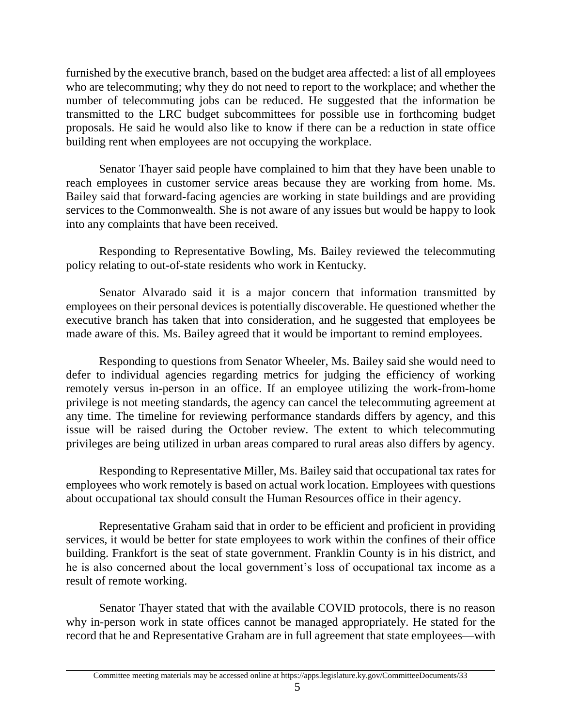furnished by the executive branch, based on the budget area affected: a list of all employees who are telecommuting; why they do not need to report to the workplace; and whether the number of telecommuting jobs can be reduced. He suggested that the information be transmitted to the LRC budget subcommittees for possible use in forthcoming budget proposals. He said he would also like to know if there can be a reduction in state office building rent when employees are not occupying the workplace.

Senator Thayer said people have complained to him that they have been unable to reach employees in customer service areas because they are working from home. Ms. Bailey said that forward-facing agencies are working in state buildings and are providing services to the Commonwealth. She is not aware of any issues but would be happy to look into any complaints that have been received.

Responding to Representative Bowling, Ms. Bailey reviewed the telecommuting policy relating to out-of-state residents who work in Kentucky.

Senator Alvarado said it is a major concern that information transmitted by employees on their personal devices is potentially discoverable. He questioned whether the executive branch has taken that into consideration, and he suggested that employees be made aware of this. Ms. Bailey agreed that it would be important to remind employees.

Responding to questions from Senator Wheeler, Ms. Bailey said she would need to defer to individual agencies regarding metrics for judging the efficiency of working remotely versus in-person in an office. If an employee utilizing the work-from-home privilege is not meeting standards, the agency can cancel the telecommuting agreement at any time. The timeline for reviewing performance standards differs by agency, and this issue will be raised during the October review. The extent to which telecommuting privileges are being utilized in urban areas compared to rural areas also differs by agency.

Responding to Representative Miller, Ms. Bailey said that occupational tax rates for employees who work remotely is based on actual work location. Employees with questions about occupational tax should consult the Human Resources office in their agency.

Representative Graham said that in order to be efficient and proficient in providing services, it would be better for state employees to work within the confines of their office building. Frankfort is the seat of state government. Franklin County is in his district, and he is also concerned about the local government's loss of occupational tax income as a result of remote working.

Senator Thayer stated that with the available COVID protocols, there is no reason why in-person work in state offices cannot be managed appropriately. He stated for the record that he and Representative Graham are in full agreement that state employees—with

Committee meeting materials may be accessed online at https://apps.legislature.ky.gov/CommitteeDocuments/33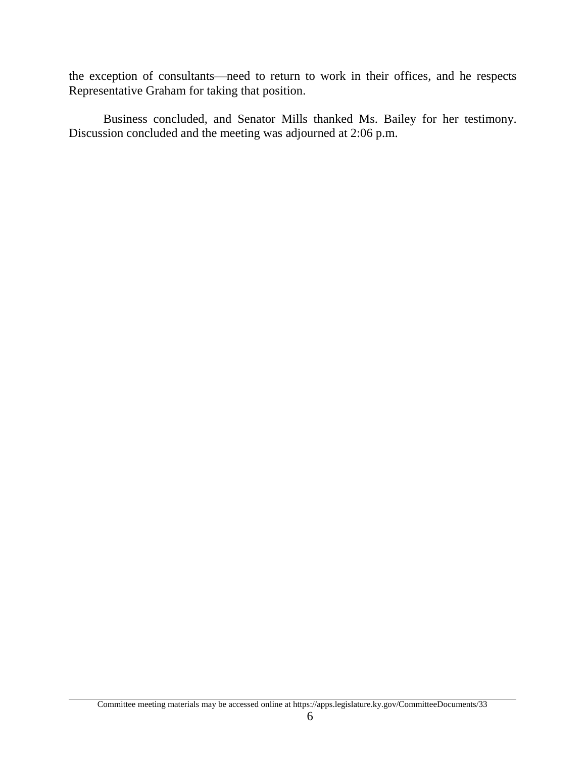the exception of consultants—need to return to work in their offices, and he respects Representative Graham for taking that position.

Business concluded, and Senator Mills thanked Ms. Bailey for her testimony. Discussion concluded and the meeting was adjourned at 2:06 p.m.

Committee meeting materials may be accessed online at https://apps.legislature.ky.gov/CommitteeDocuments/33